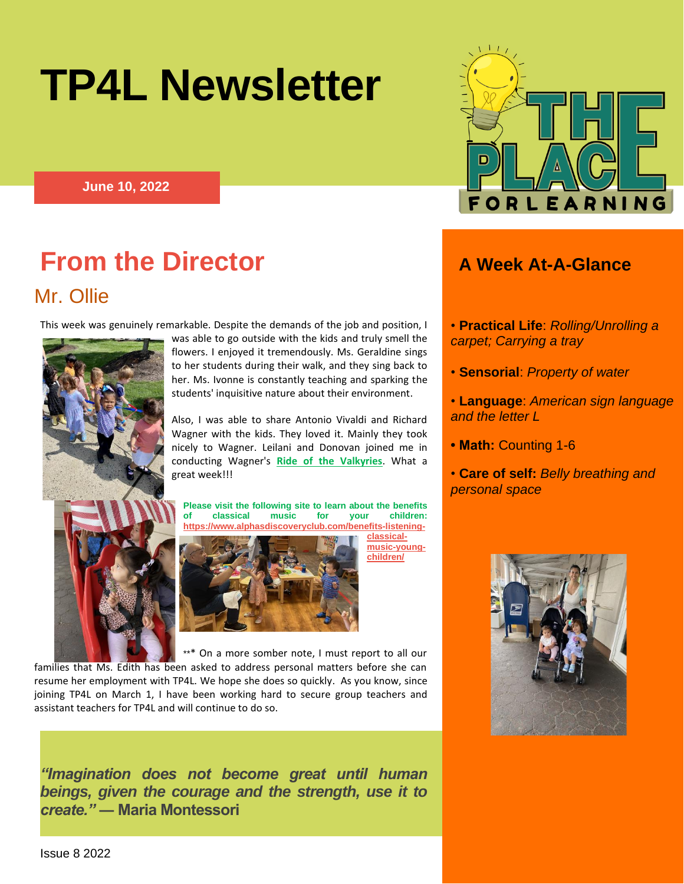# TP4L Newsletter

**June 10, 2022**

## From the Director

### Mr. Ollie

This week was genuinely remarkable. Despite the demands of the job and position, I was able to go outside with the kids and truly smell the flowers. I enjoyed it tremendously. Ms. Geraldine sings to her students during their walk, and they sing back to her. Ms. Ivonne is constantly teaching and sparking the students' inquisitive nature about their environment.

Also, I was able to share Antonio Vivaldi and Richard Wagner with the kids. They loved it. Mainly they took nicely to Wagner. Leilani and Donovan joined me in conducting Wagner's [Ride of the Valkyries](). What a great week!!!

**Please visit the following site to learn about the benefits of classical music for your children: https://www.alphasdiscoveryclub.com/benefits-listening-classical-music-young-children/**

*** On a more somber note, I must report to all our families that Ms. Edith has been asked to address personal matters before she can resume her employment with TP4L. We hope she does so quickly. As you know, since joining TP4L on March 1, I have been working hard to secure group teachers and assistant teachers for TP4L and will continue to do so.

***"Imagination does not become great until human beings, given the courage and the strength, use it to create."* — Maria Montessori**

Issue 8 2022

## A Week At-A-Glance

- **Practical Life**: *Rolling/Unrolling a carpet; Carrying a tray*
- **Sensorial**: *Property of water*
- **Language**: *American sign language and the letter L*
- **Math:** Counting 1-6
- **Care of self:** *Belly breathing and personal space*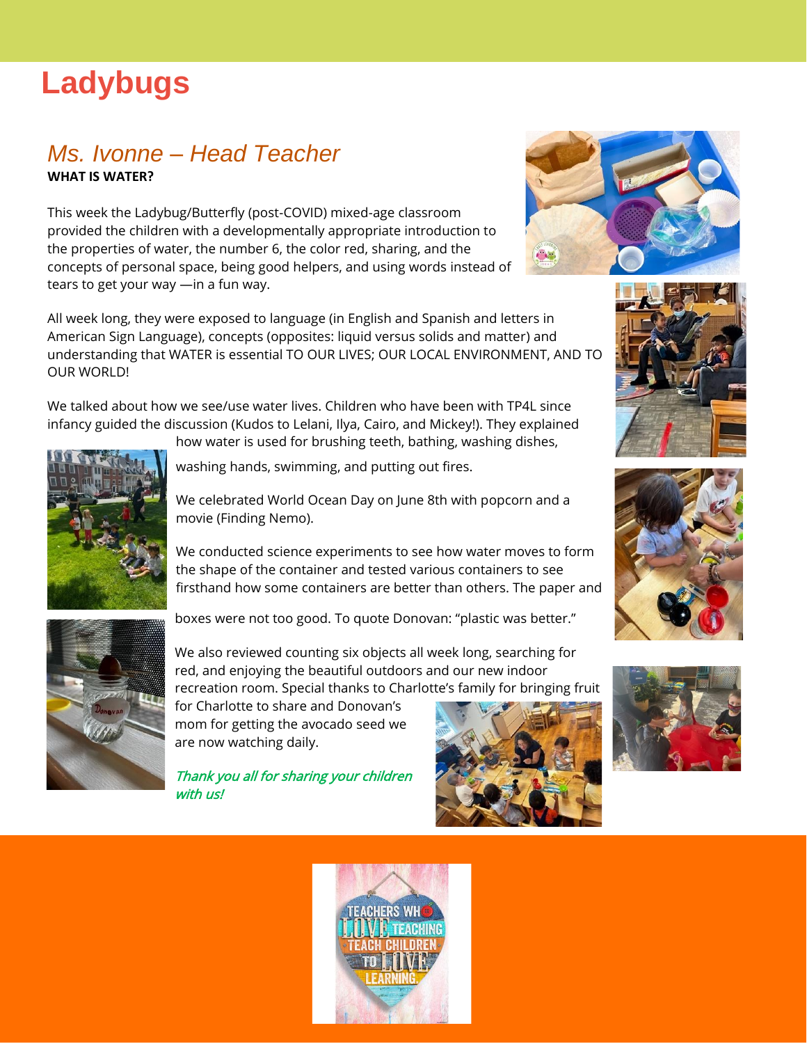# Ladybugs

## *Ms. Ivonne – Head Teacher*

**WHAT IS WATER?**

This week the Ladybug/Butterfly (post-COVID) mixed-age classroom provided the children with a developmentally appropriate introduction to the properties of water, the number 6, the color red, sharing, and the concepts of personal space, being good helpers, and using words instead of tears to get your way —in a fun way.

All week long, they were exposed to language (in English and Spanish and letters in American Sign Language), concepts (opposites: liquid versus solids and matter) and understanding that WATER is essential TO OUR LIVES; OUR LOCAL ENVIRONMENT, AND TO OUR WORLD!

We talked about how we see/use water lives. Children who have been with TP4L since infancy guided the discussion (Kudos to Lelani, Ilya, Cairo, and Mickey!). They explained how water is used for brushing teeth, bathing, washing dishes, washing hands, swimming, and putting out fires.

We celebrated World Ocean Day on June 8th with popcorn and a movie (Finding Nemo).

We conducted science experiments to see how water moves to form the shape of the container and tested various containers to see firsthand how some containers are better than others. The paper and boxes were not too good. To quote Donovan: "plastic was better."

We also reviewed counting six objects all week long, searching for red, and enjoying the beautiful outdoors and our new indoor recreation room. Special thanks to Charlotte's family for bringing fruit for Charlotte to share and Donovan's mom for getting the avocado seed we are now watching daily.

*Thank you all for sharing your children with us!*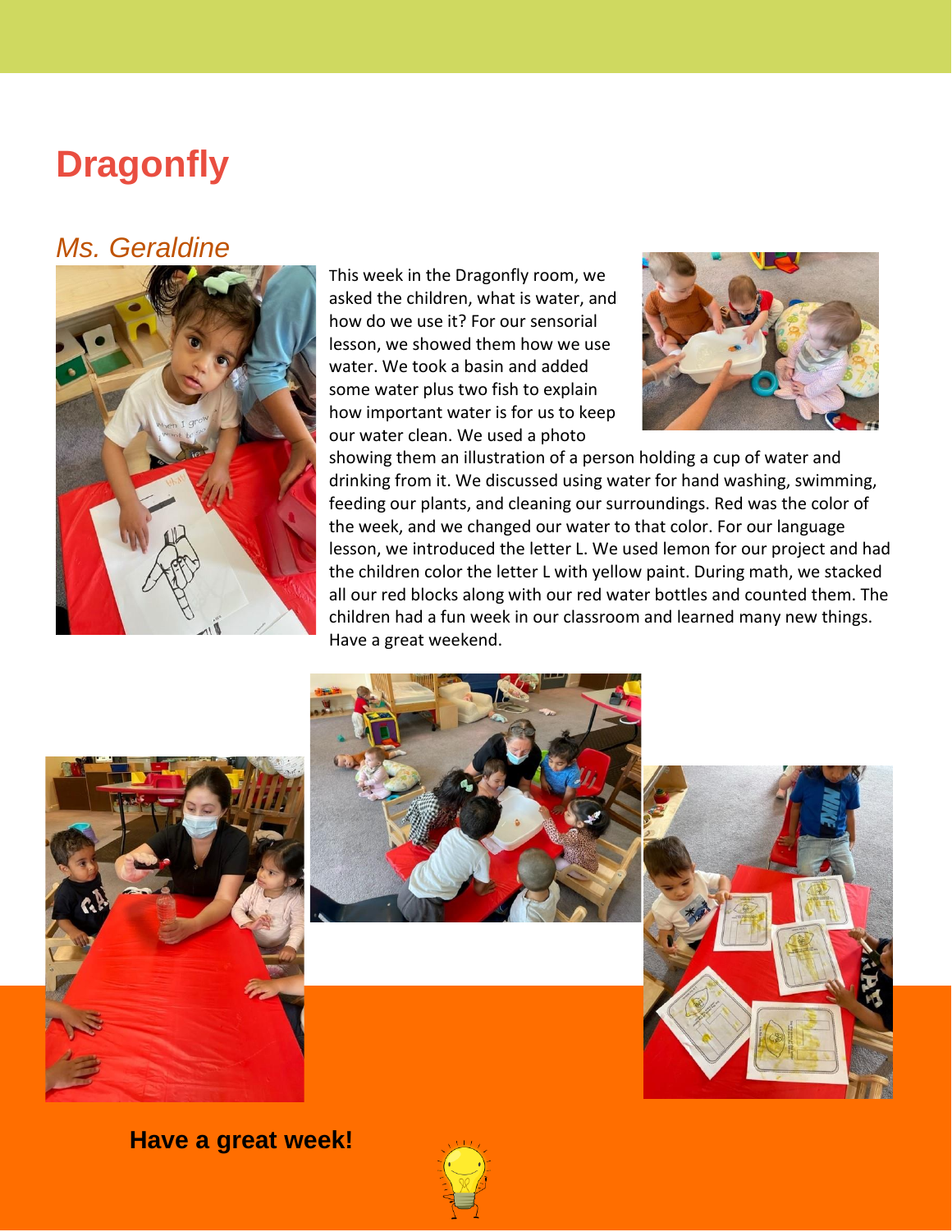# Dragonfly

## *Ms. Geraldine*

This week in the Dragonfly room, we asked the children, what is water, and how do we use it? For our sensorial lesson, we showed them how we use water. We took a basin and added some water plus two fish to explain how important water is for us to keep our water clean. We used a photo showing them an illustration of a person holding a cup of water and drinking from it. We discussed using water for hand washing, swimming, feeding our plants, and cleaning our surroundings. Red was the color of the week, and we changed our water to that color. For our language lesson, we introduced the letter L. We used lemon for our project and had the children color the letter L with yellow paint. During math, we stacked all our red blocks along with our red water bottles and counted them. The children had a fun week in our classroom and learned many new things. Have a great weekend.

**Have a great week!**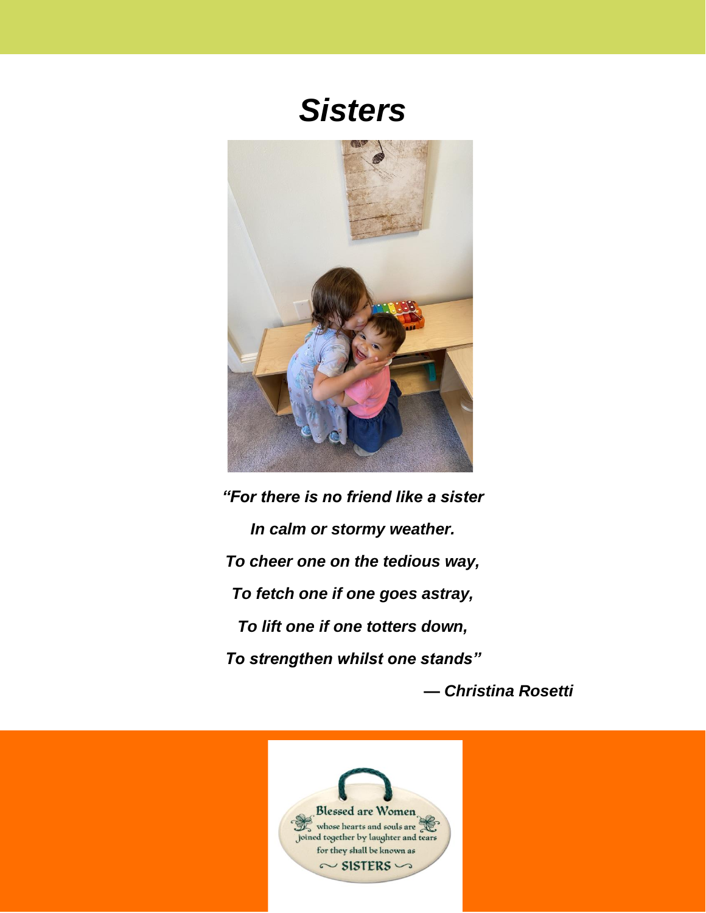# *Sisters*

***"For there is no friend like a sister***

***In calm or stormy weather.***

***To cheer one on the tedious way,***

***To fetch one if one goes astray,***

***To lift one if one totters down,***

***To strengthen whilst one stands"***

***— Christina Rosetti***